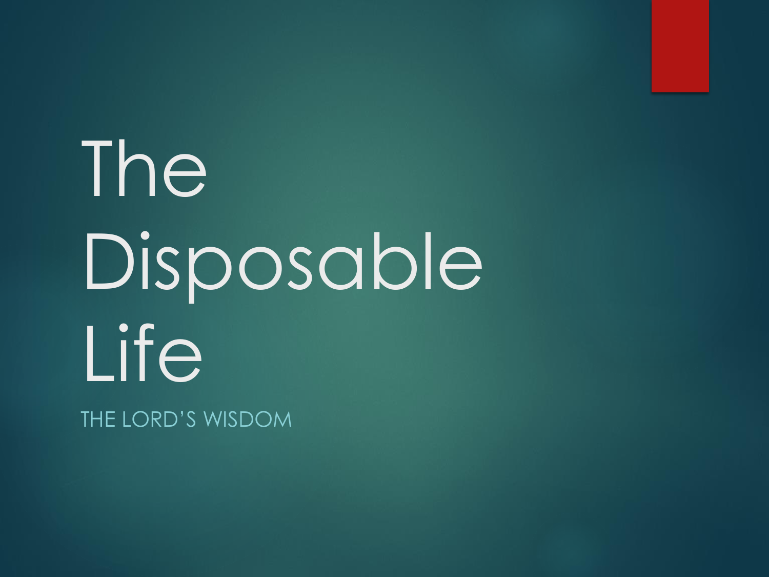# The Disposable Life

THE LORD'S WISDOM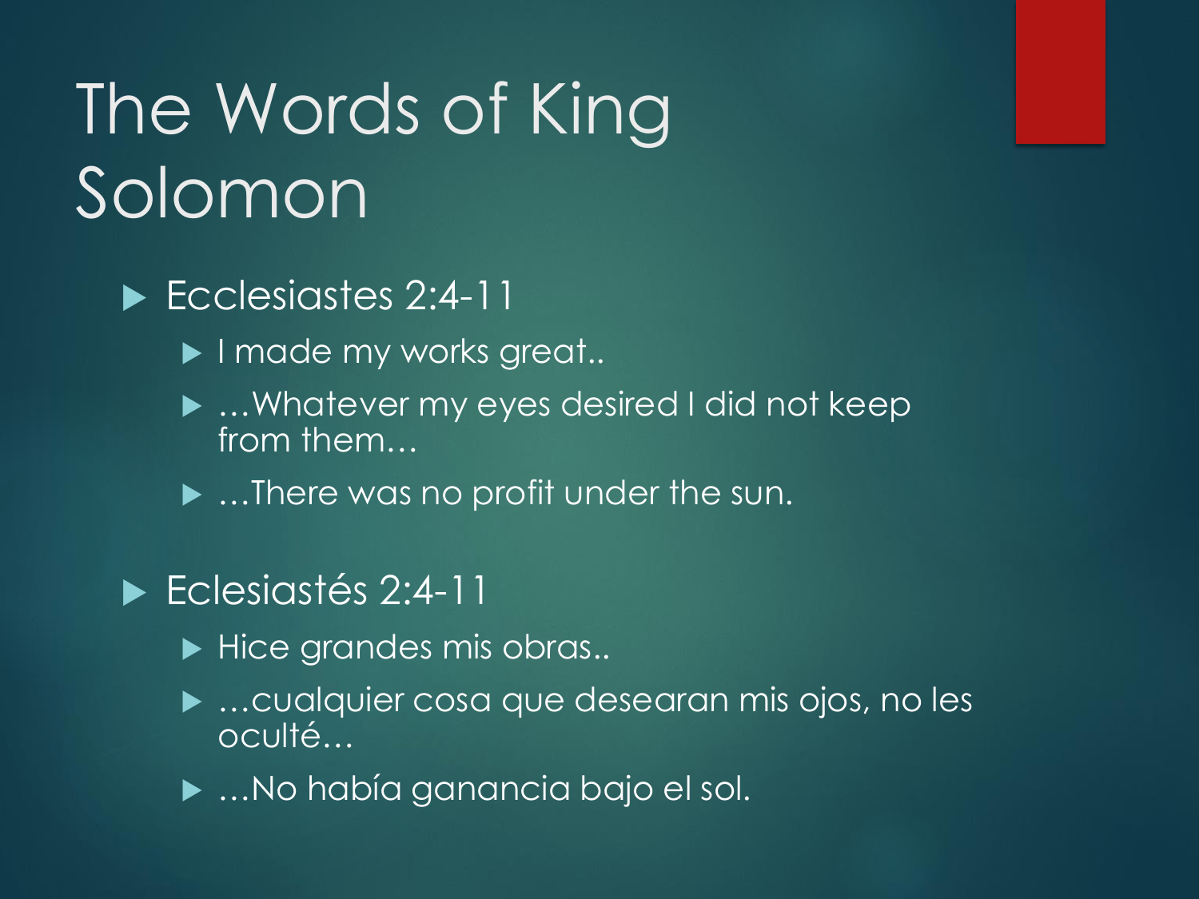# The Words of King Solomon

- Ecclesiastes 2:4-11
  - I made my works great..
  - …Whatever my eyes desired I did not keep from them…
  - …There was no profit under the sun.

- Eclesiastés 2:4-11
  - Hice grandes mis obras..
  - …cualquier cosa que desearan mis ojos, no les oculté…
  - …No había ganancia bajo el sol.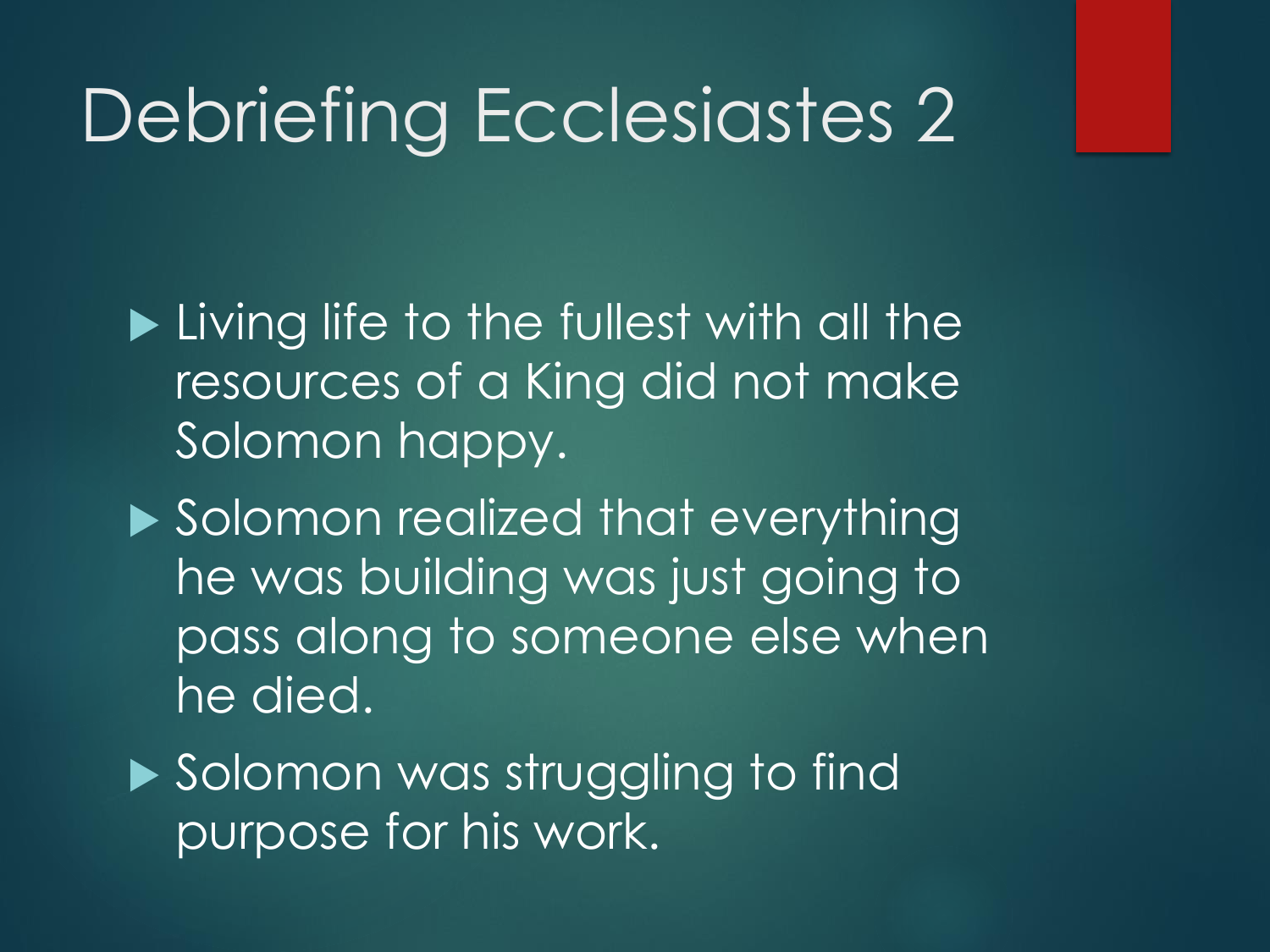# Debriefing Ecclesiastes 2

- Living life to the fullest with all the resources of a King did not make Solomon happy.
- Solomon realized that everything he was building was just going to pass along to someone else when he died.
- Solomon was struggling to find purpose for his work.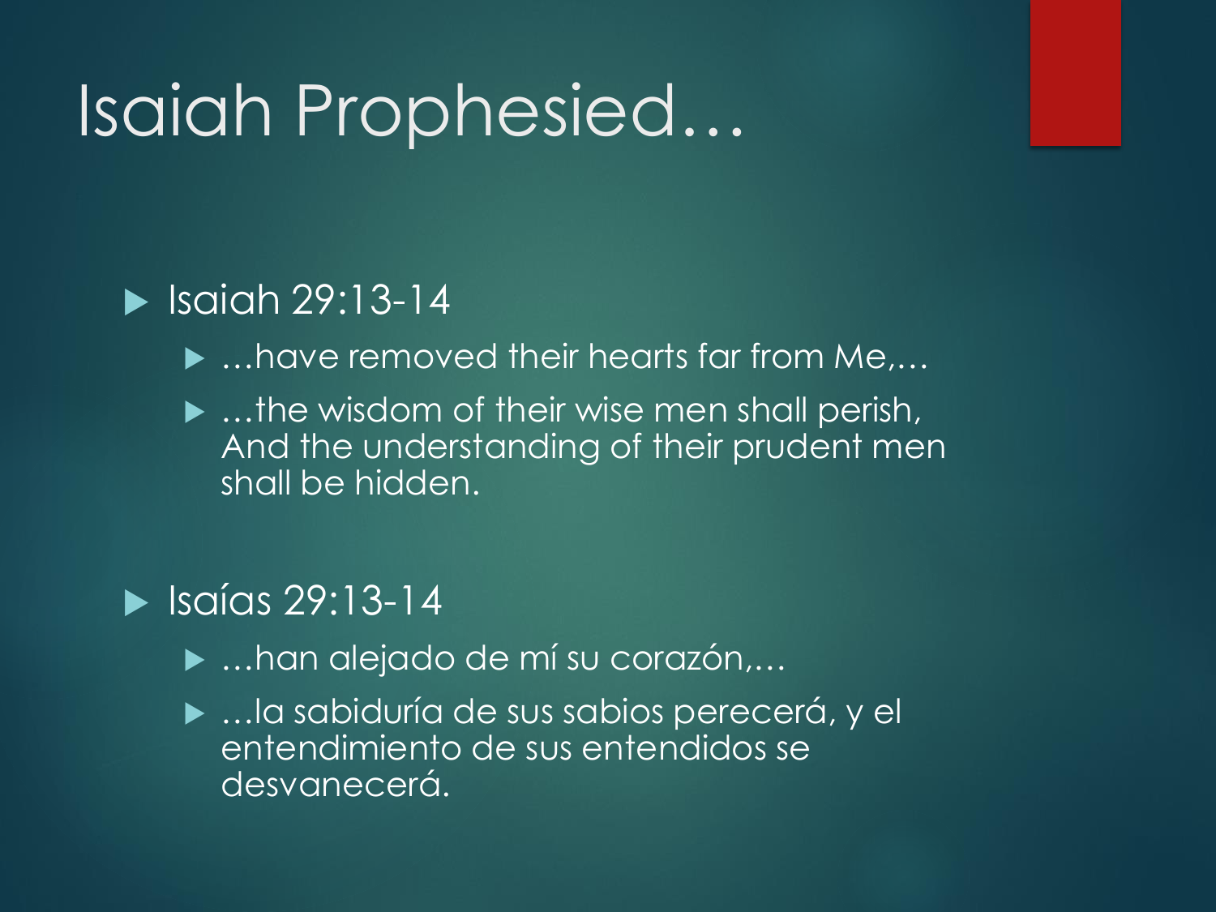# Isaiah Prophesied…

- Isaiah 29:13-14
  - …have removed their hearts far from Me,…
  - …the wisdom of their wise men shall perish, And the understanding of their prudent men shall be hidden.

- Isaías 29:13-14
  - …han alejado de mí su corazón,…
  - …la sabiduría de sus sabios perecerá, y el entendimiento de sus entendidos se desvanecerá.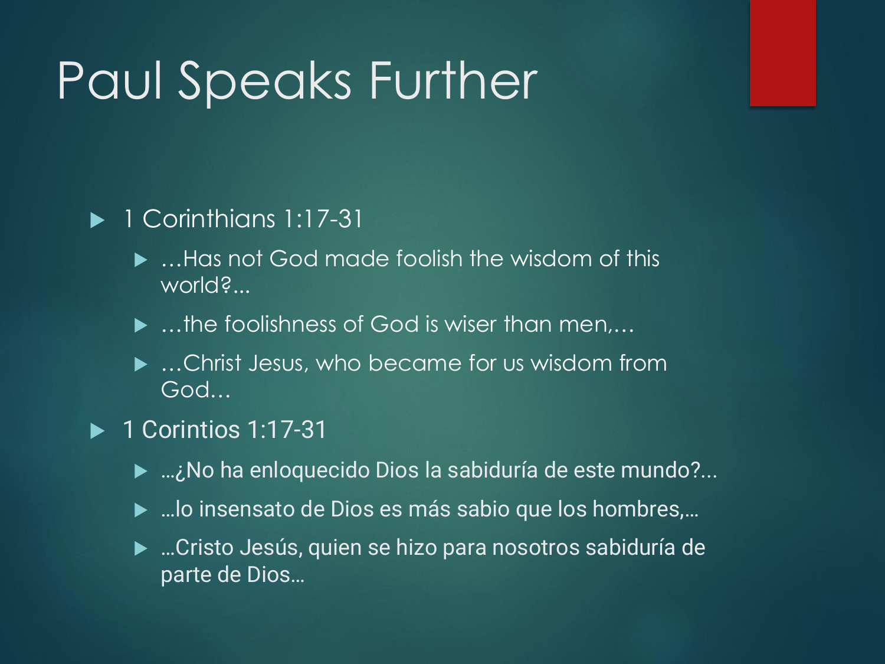# Paul Speaks Further

- 1 Corinthians 1:17-31
  - …Has not God made foolish the wisdom of this world?...
  - …the foolishness of God is wiser than men,…
  - …Christ Jesus, who became for us wisdom from God…
- 1 Corintios 1:17-31
  - …¿No ha enloquecido Dios la sabiduría de este mundo?...
  - …lo insensato de Dios es más sabio que los hombres,…
  - …Cristo Jesús, quien se hizo para nosotros sabiduría de parte de Dios…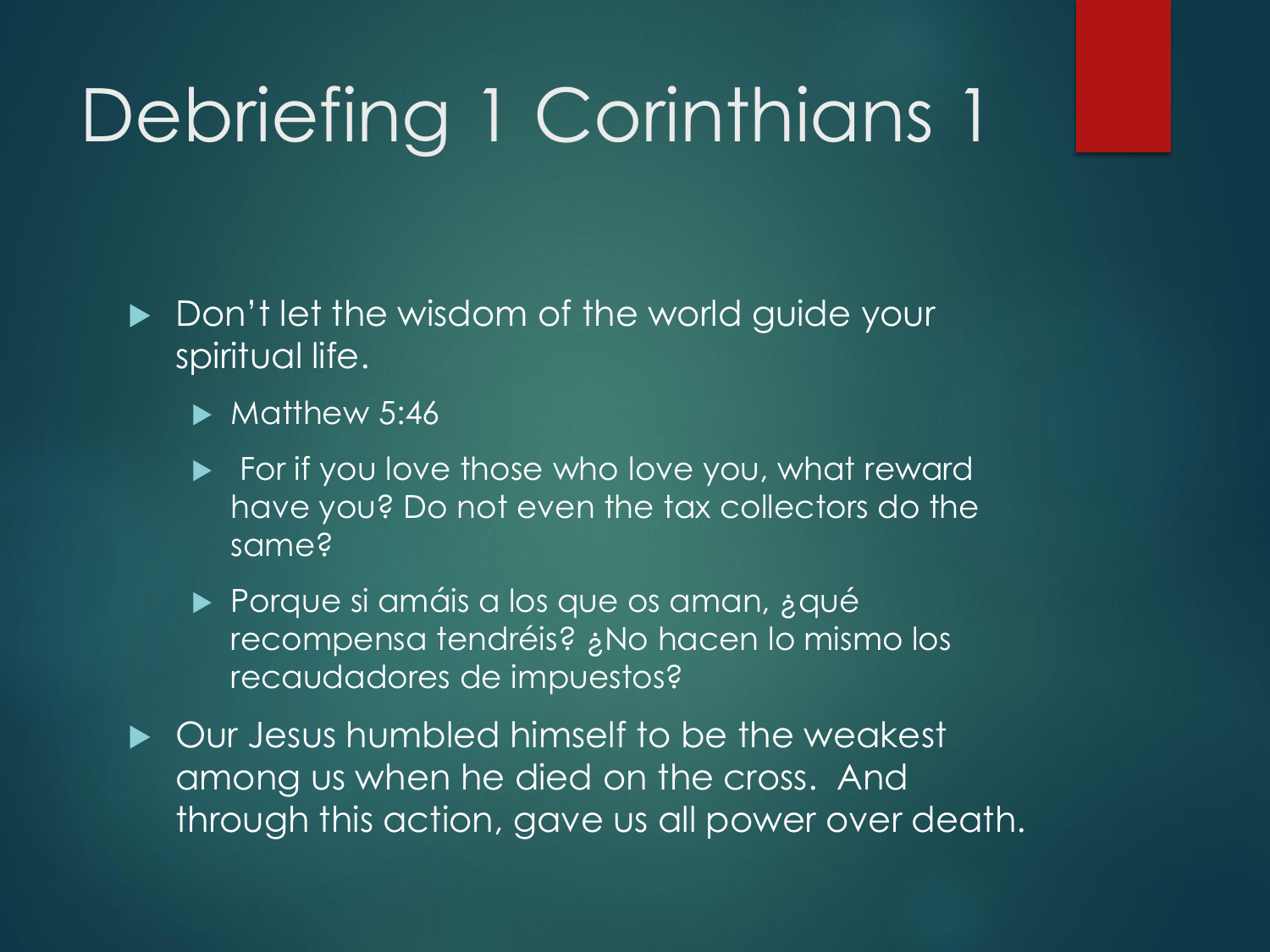# Debriefing 1 Corinthians 1

- Don't let the wisdom of the world guide your spiritual life.
  - Matthew 5:46
  - For if you love those who love you, what reward have you? Do not even the tax collectors do the same?
  - Porque si amáis a los que os aman, ¿qué recompensa tendréis? ¿No hacen lo mismo los recaudadores de impuestos?
- Our Jesus humbled himself to be the weakest among us when he died on the cross. And through this action, gave us all power over death.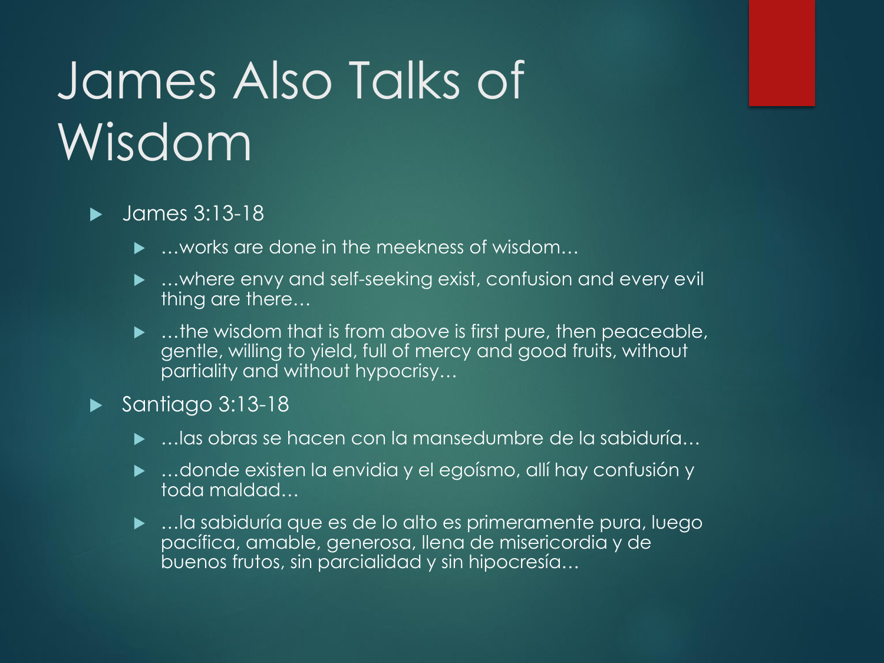# James Also Talks of Wisdom

- James 3:13-18
  - …works are done in the meekness of wisdom…
  - …where envy and self-seeking exist, confusion and every evil thing are there…
  - …the wisdom that is from above is first pure, then peaceable, gentle, willing to yield, full of mercy and good fruits, without partiality and without hypocrisy…
- Santiago 3:13-18
  - …las obras se hacen con la mansedumbre de la sabiduría…
  - …donde existen la envidia y el egoísmo, allí hay confusión y toda maldad…
  - …la sabiduría que es de lo alto es primeramente pura, luego pacífica, amable, generosa, llena de misericordia y de buenos frutos, sin parcialidad y sin hipocresía…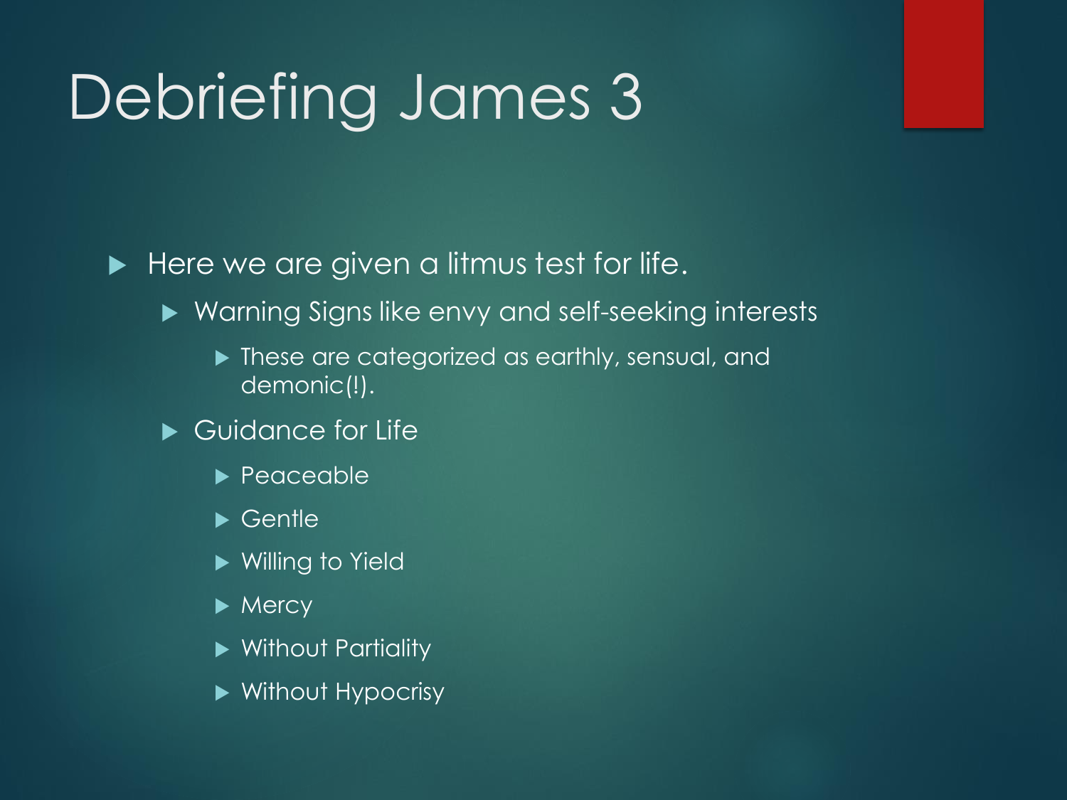# Debriefing James 3

- Here we are given a litmus test for life.
  - Warning Signs like envy and self-seeking interests
    - These are categorized as earthly, sensual, and demonic(!).
  - Guidance for Life
    - Peaceable
    - Gentle
    - Willing to Yield
    - Mercy
    - Without Partiality
    - Without Hypocrisy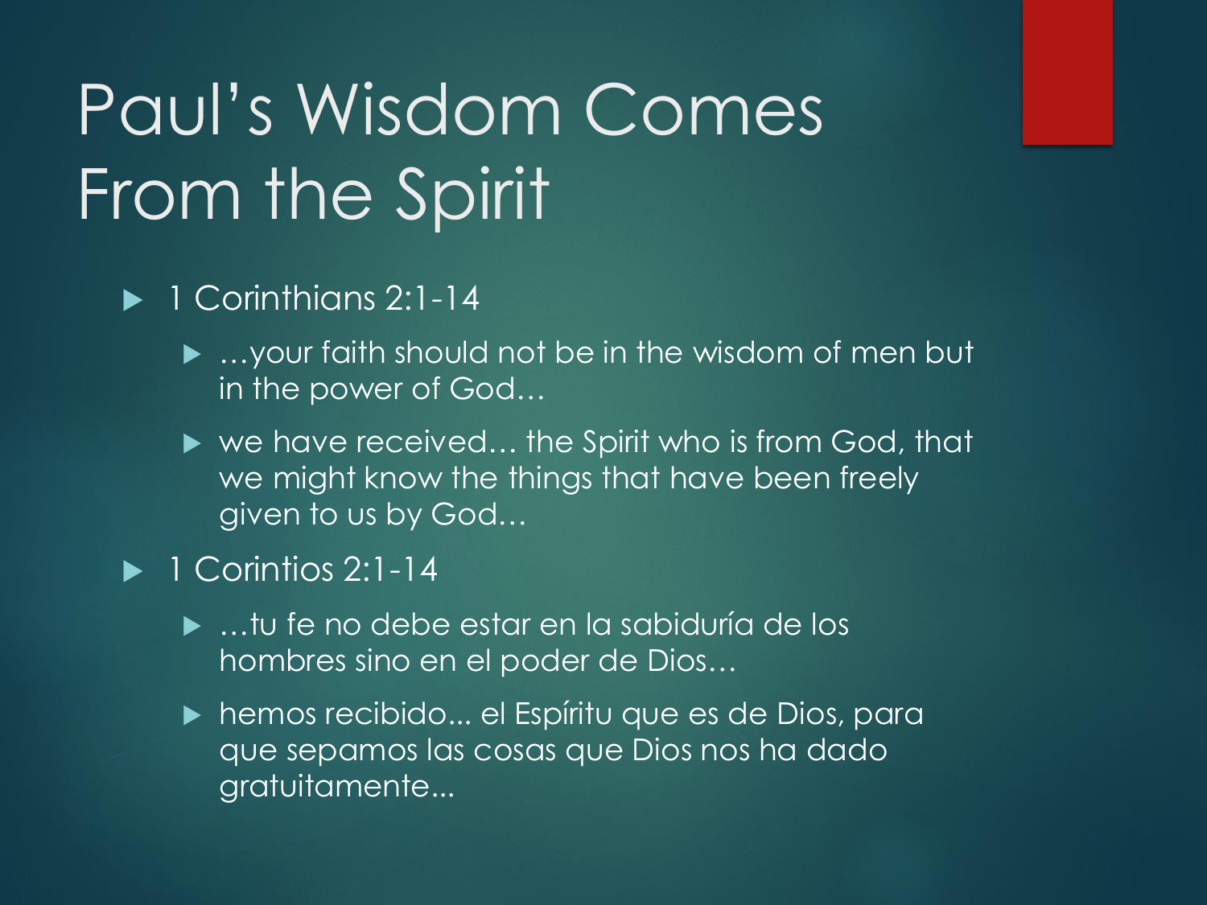# Paul's Wisdom Comes From the Spirit

- 1 Corinthians 2:1-14
  - …your faith should not be in the wisdom of men but in the power of God…
  - we have received… the Spirit who is from God, that we might know the things that have been freely given to us by God…
- 1 Corintios 2:1-14
  - …tu fe no debe estar en la sabiduría de los hombres sino en el poder de Dios…
  - hemos recibido... el Espíritu que es de Dios, para que sepamos las cosas que Dios nos ha dado gratuitamente...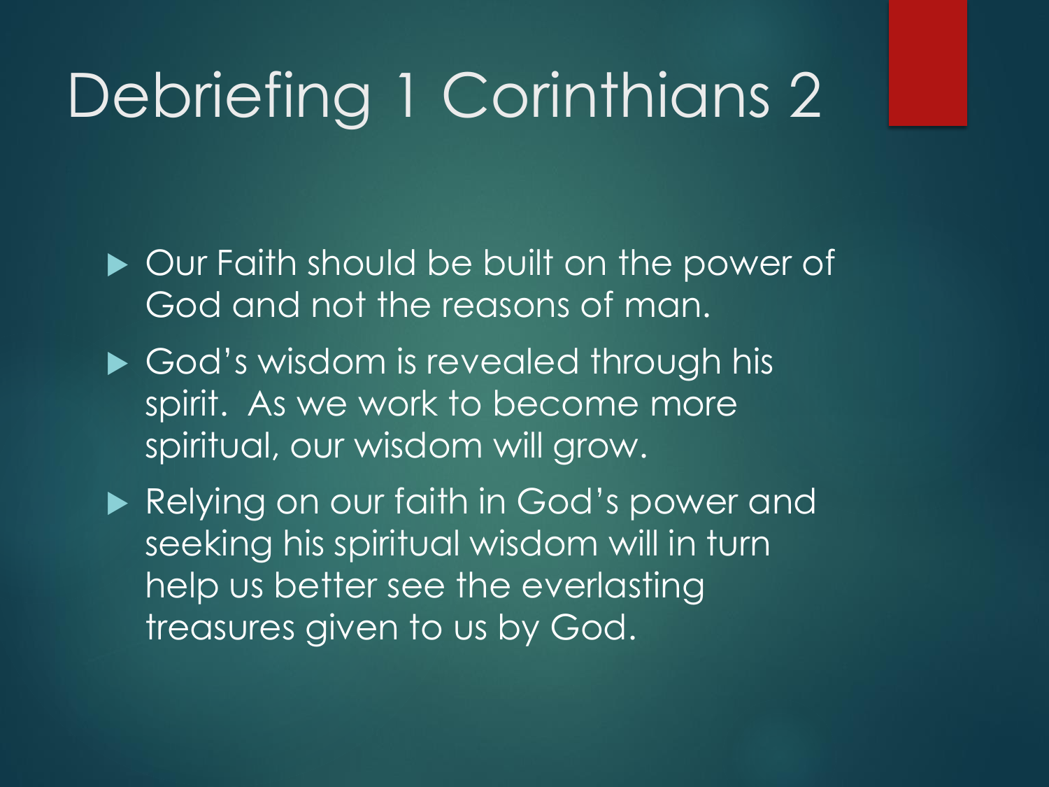# Debriefing 1 Corinthians 2

- Our Faith should be built on the power of God and not the reasons of man.
- God's wisdom is revealed through his spirit. As we work to become more spiritual, our wisdom will grow.
- Relying on our faith in God's power and seeking his spiritual wisdom will in turn help us better see the everlasting treasures given to us by God.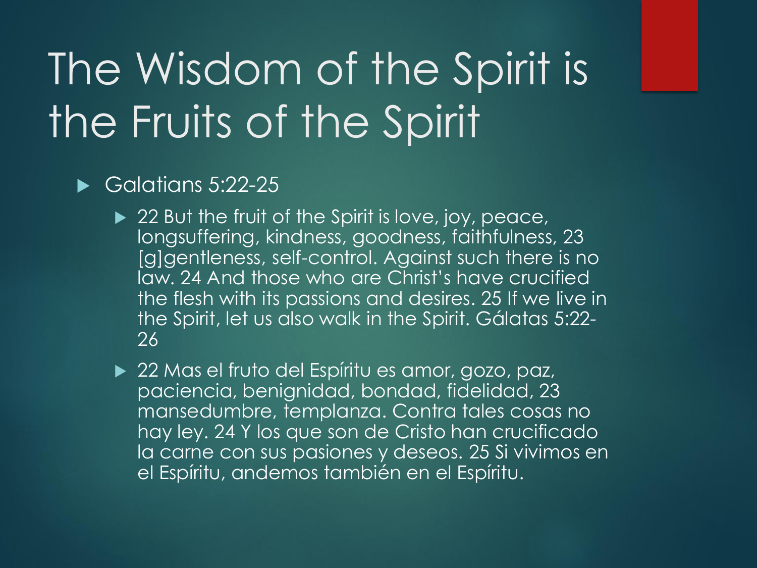# The Wisdom of the Spirit is the Fruits of the Spirit

- Galatians 5:22-25
  - 22 But the fruit of the Spirit is love, joy, peace, longsuffering, kindness, goodness, faithfulness, 23 [g]gentleness, self-control. Against such there is no law. 24 And those who are Christ's have crucified the flesh with its passions and desires. 25 If we live in the Spirit, let us also walk in the Spirit. Gálatas 5:22-26
  - 22 Mas el fruto del Espíritu es amor, gozo, paz, paciencia, benignidad, bondad, fidelidad, 23 mansedumbre, templanza. Contra tales cosas no hay ley. 24 Y los que son de Cristo han crucificado la carne con sus pasiones y deseos. 25 Si vivimos en el Espíritu, andemos también en el Espíritu.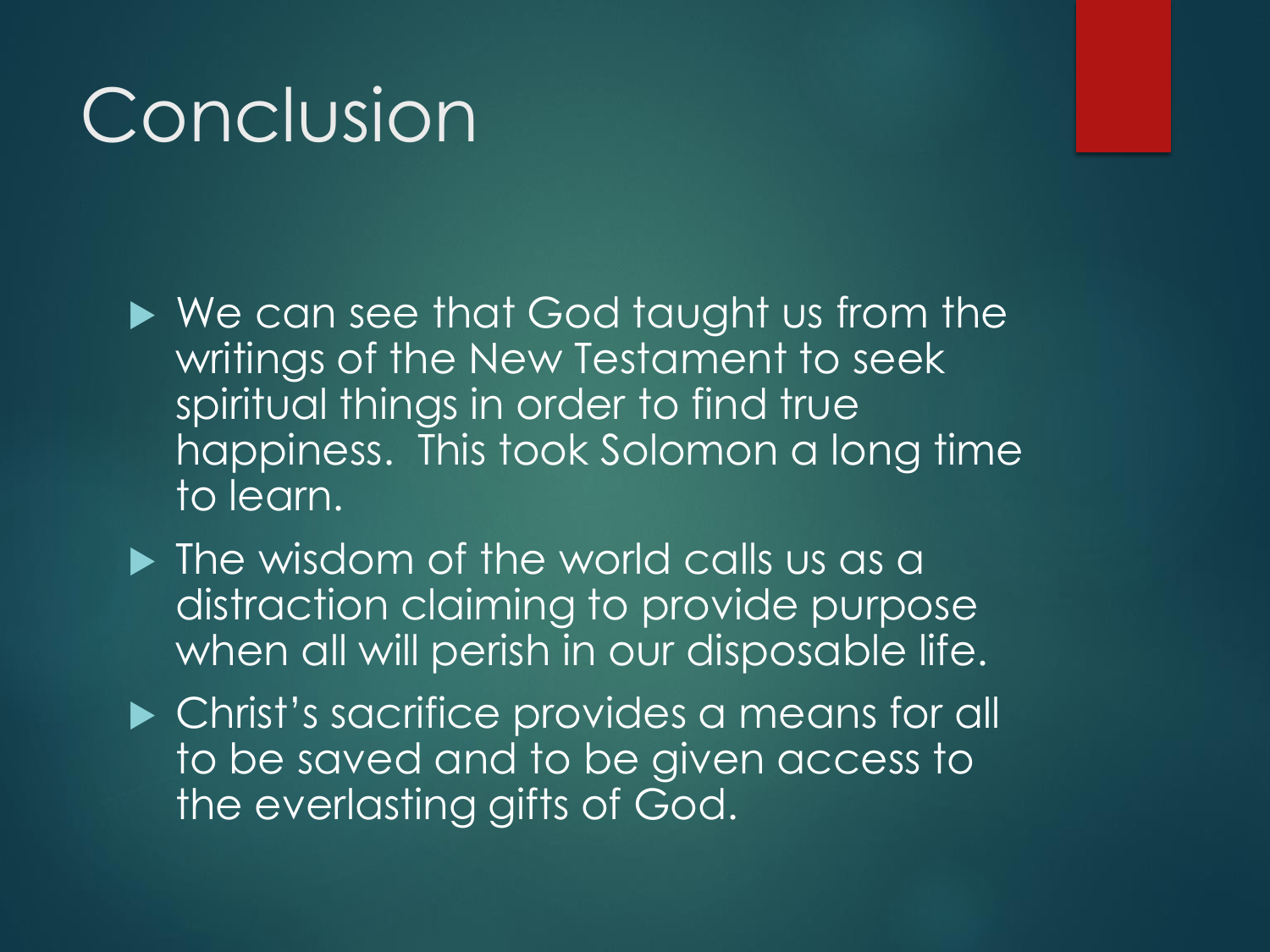# Conclusion

- We can see that God taught us from the writings of the New Testament to seek spiritual things in order to find true happiness.  This took Solomon a long time to learn.
- The wisdom of the world calls us as a distraction claiming to provide purpose when all will perish in our disposable life.
- Christ's sacrifice provides a means for all to be saved and to be given access to the everlasting gifts of God.